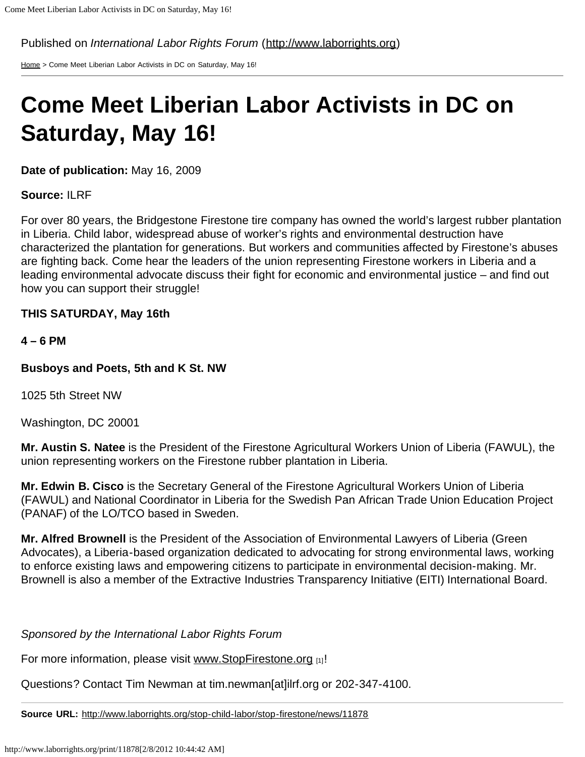Published on *International Labor Rights Forum* (http://www.laborrights.org)

Home > Come Meet Liberian Labor Activists in DC on Saturday, May 16!

# Come Meet Liberian Labor Activists in DC on Saturday, May 16!

**Date of publication:** May 16, 2009

**Source:** ILRF

For over 80 years, the Bridgestone Firestone tire company has owned the world's largest rubber plantation in Liberia. Child labor, widespread abuse of worker's rights and environmental destruction have characterized the plantation for generations. But workers and communities affected by Firestone's abuses are fighting back. Come hear the leaders of the union representing Firestone workers in Liberia and a leading environmental advocate discuss their fight for economic and environmental justice – and find out how you can support their struggle!

**THIS SATURDAY, May 16th**

**4 – 6 PM**

**Busboys and Poets, 5th and K St. NW**

1025 5th Street NW

Washington, DC 20001

**Mr. Austin S. Natee** is the President of the Firestone Agricultural Workers Union of Liberia (FAWUL), the union representing workers on the Firestone rubber plantation in Liberia.

**Mr. Edwin B. Cisco** is the Secretary General of the Firestone Agricultural Workers Union of Liberia (FAWUL) and National Coordinator in Liberia for the Swedish Pan African Trade Union Education Project (PANAF) of the LO/TCO based in Sweden.

**Mr. Alfred Brownell** is the President of the Association of Environmental Lawyers of Liberia (Green Advocates), a Liberia-based organization dedicated to advocating for strong environmental laws, working to enforce existing laws and empowering citizens to participate in environmental decision-making. Mr. Brownell is also a member of the Extractive Industries Transparency Initiative (EITI) International Board.

*Sponsored by the International Labor Rights Forum*

For more information, please visit www.StopFirestone.org [1]!

Questions? Contact Tim Newman at tim.newman[at]ilrf.org or 202-347-4100.

**Source URL:** http://www.laborrights.org/stop-child-labor/stop-firestone/news/11878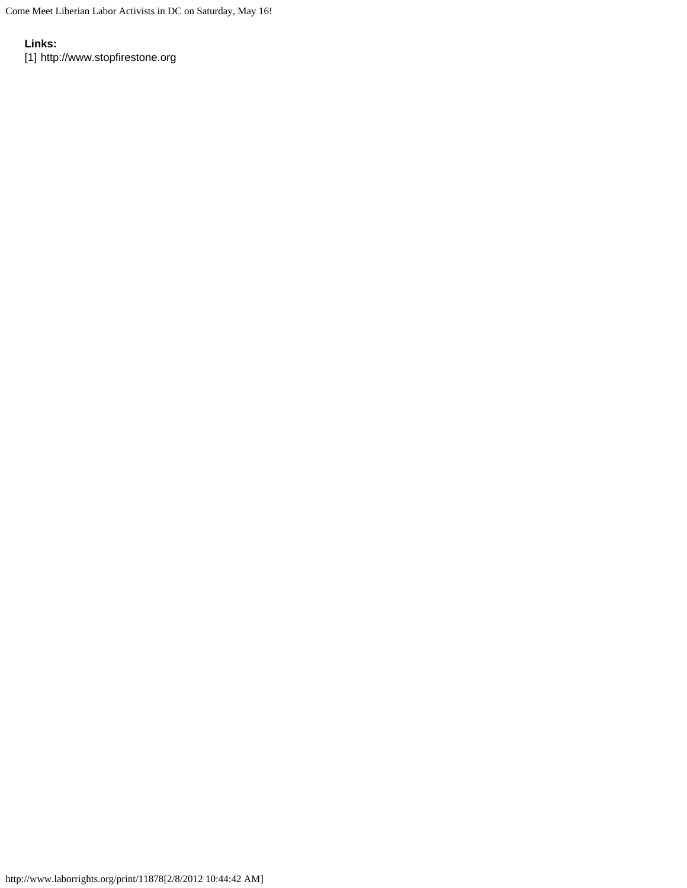**Links:**
[1] http://www.stopfirestone.org